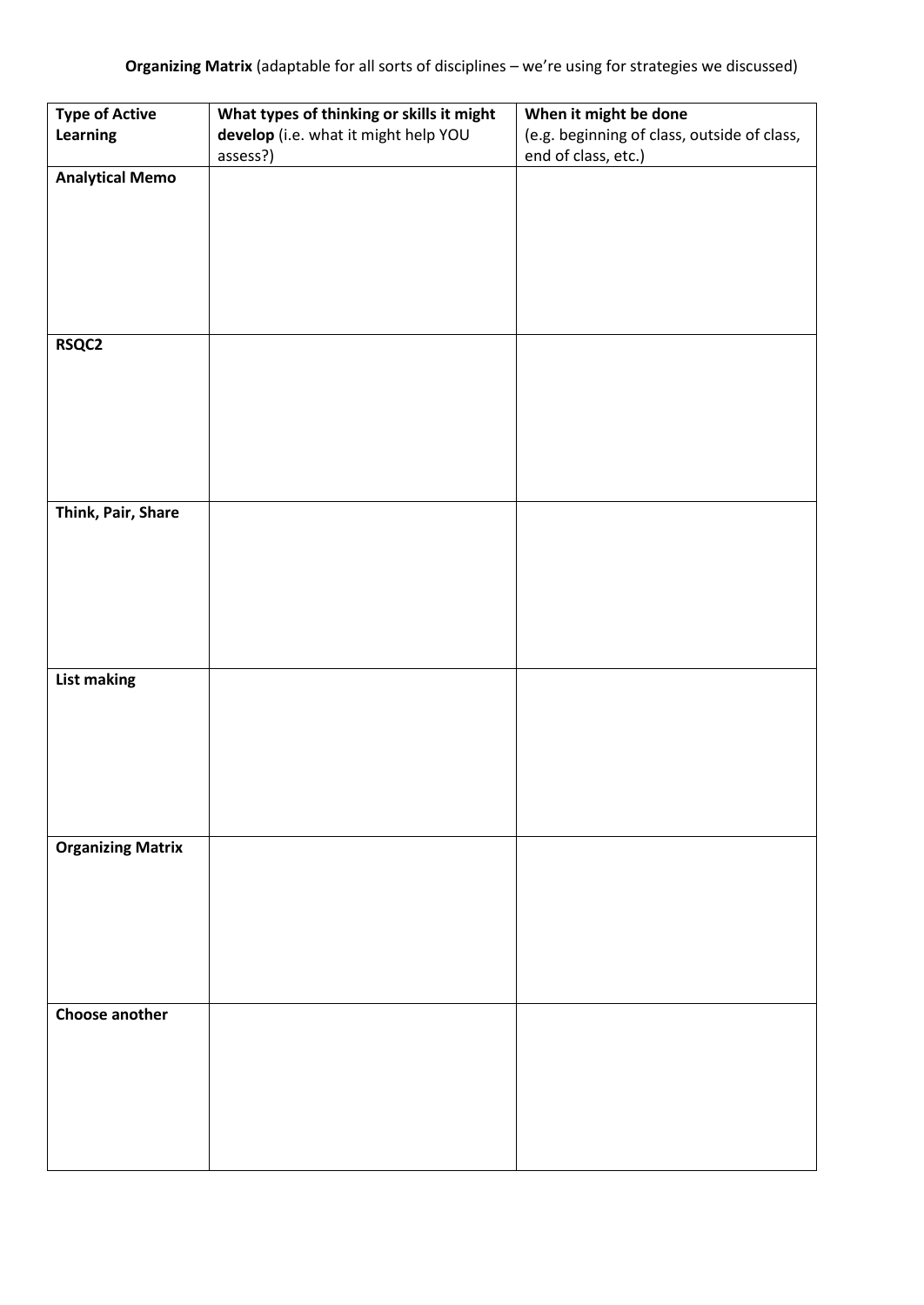**Organizing Matrix** (adaptable for all sorts of disciplines – we're using for strategies we discussed)

| **Type of Active Learning** | **What types of thinking or skills it might develop** (i.e. what it might help YOU assess?) | **When it might be done** (e.g. beginning of class, outside of class, end of class, etc.) |
| --- | --- | --- |
| **Analytical Memo** | | |
| **RSQC2** | | |
| **Think, Pair, Share** | | |
| **List making** | | |
| **Organizing Matrix** | | |
| **Choose another** | | |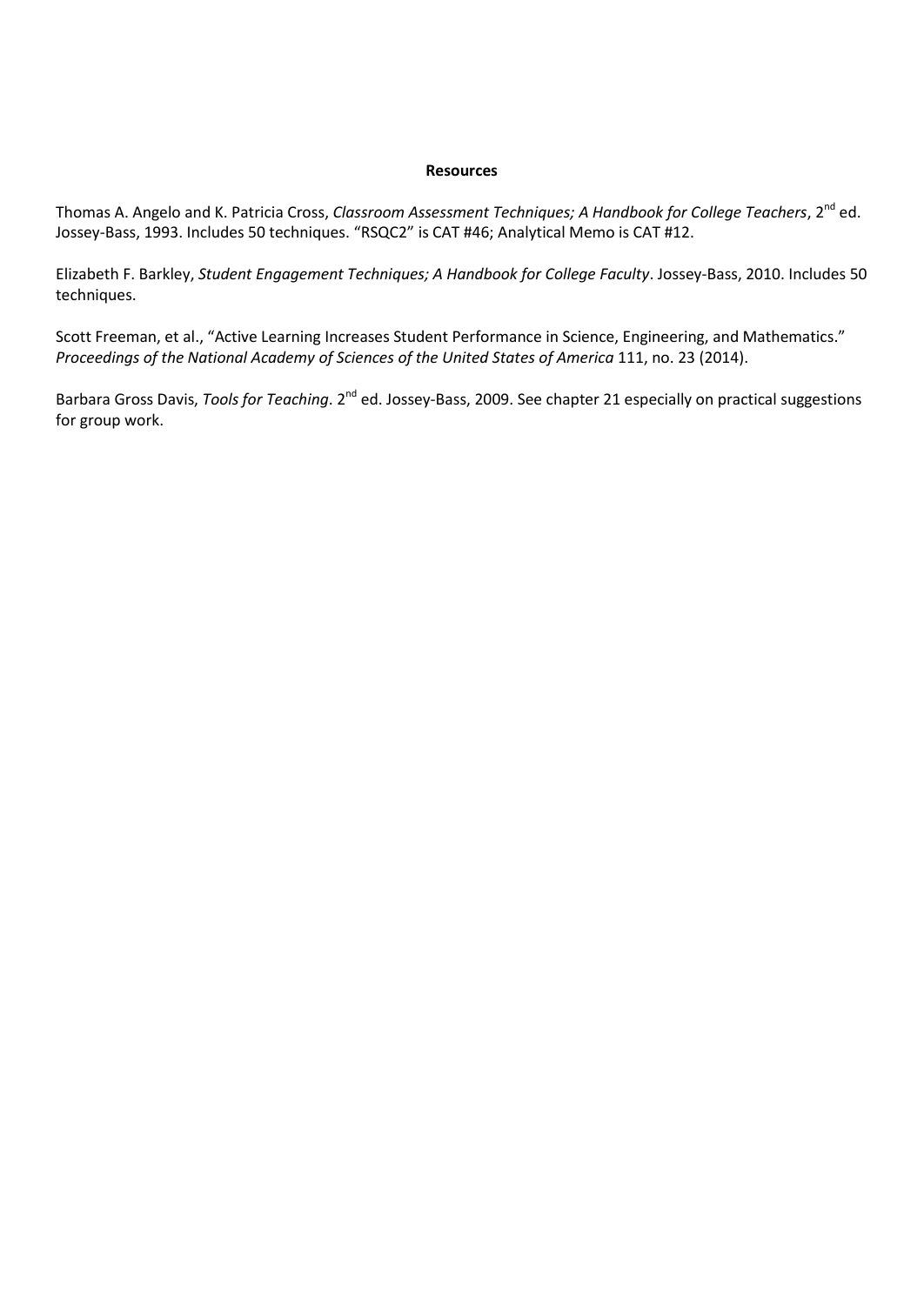**Resources**

Thomas A. Angelo and K. Patricia Cross, *Classroom Assessment Techniques; A Handbook for College Teachers*, 2nd ed. Jossey-Bass, 1993. Includes 50 techniques. "RSQC2" is CAT #46; Analytical Memo is CAT #12.

Elizabeth F. Barkley, *Student Engagement Techniques; A Handbook for College Faculty*. Jossey-Bass, 2010. Includes 50 techniques.

Scott Freeman, et al., "Active Learning Increases Student Performance in Science, Engineering, and Mathematics." *Proceedings of the National Academy of Sciences of the United States of America* 111, no. 23 (2014).

Barbara Gross Davis, *Tools for Teaching*. 2nd ed. Jossey-Bass, 2009. See chapter 21 especially on practical suggestions for group work.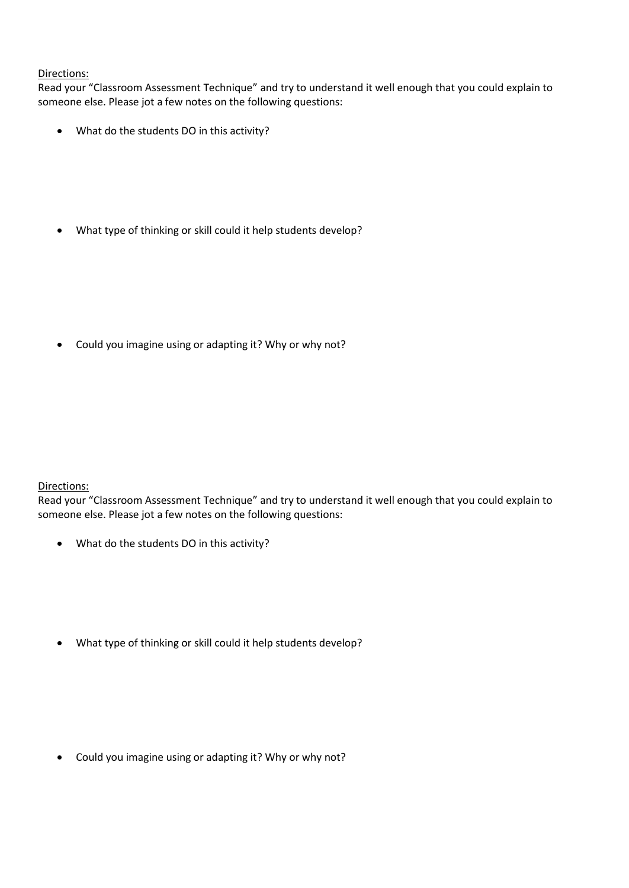Directions:
Read your “Classroom Assessment Technique” and try to understand it well enough that you could explain to someone else. Please jot a few notes on the following questions:

- What do the students DO in this activity?

- What type of thinking or skill could it help students develop?

- Could you imagine using or adapting it? Why or why not?

Directions:
Read your “Classroom Assessment Technique” and try to understand it well enough that you could explain to someone else. Please jot a few notes on the following questions:

- What do the students DO in this activity?

- What type of thinking or skill could it help students develop?

- Could you imagine using or adapting it? Why or why not?